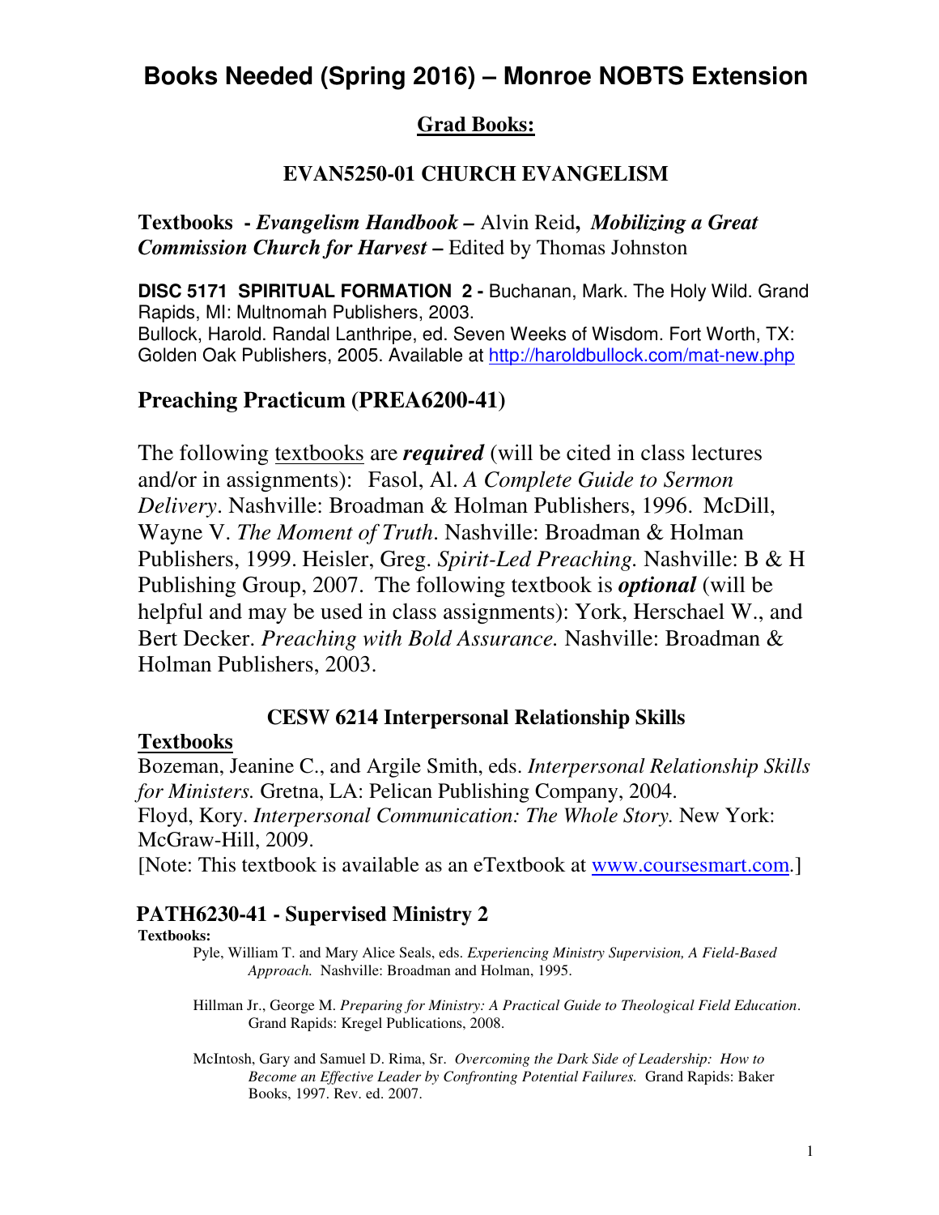# Books Needed (Spring 2016) – Monroe NOBTS Extension

## Grad Books:

### EVAN5250-01 CHURCH EVANGELISM

**Textbooks - *Evangelism Handbook* –** Alvin Reid**, *Mobilizing a Great Commission Church for Harvest* –** Edited by Thomas Johnston

**DISC 5171 SPIRITUAL FORMATION 2 -** Buchanan, Mark. The Holy Wild. Grand Rapids, MI: Multnomah Publishers, 2003.
Bullock, Harold. Randal Lanthripe, ed. Seven Weeks of Wisdom. Fort Worth, TX: Golden Oak Publishers, 2005. Available at http://haroldbullock.com/mat-new.php

## Preaching Practicum (PREA6200-41)

The following textbooks are ***required*** (will be cited in class lectures and/or in assignments): Fasol, Al. *A Complete Guide to Sermon Delivery*. Nashville: Broadman & Holman Publishers, 1996. McDill, Wayne V. *The Moment of Truth*. Nashville: Broadman & Holman Publishers, 1999. Heisler, Greg. *Spirit-Led Preaching*. Nashville: B & H Publishing Group, 2007. The following textbook is ***optional*** (will be helpful and may be used in class assignments): York, Herschael W., and Bert Decker. *Preaching with Bold Assurance.* Nashville: Broadman & Holman Publishers, 2003.

### CESW 6214 Interpersonal Relationship Skills

**Textbooks**

Bozeman, Jeanine C., and Argile Smith, eds. *Interpersonal Relationship Skills for Ministers.* Gretna, LA: Pelican Publishing Company, 2004.
Floyd, Kory. *Interpersonal Communication: The Whole Story.* New York: McGraw-Hill, 2009.
[Note: This textbook is available as an eTextbook at www.coursesmart.com.]

### PATH6230-41 - Supervised Ministry 2

**Textbooks:**

Pyle, William T. and Mary Alice Seals, eds. *Experiencing Ministry Supervision, A Field-Based Approach.* Nashville: Broadman and Holman, 1995.

Hillman Jr., George M. *Preparing for Ministry: A Practical Guide to Theological Field Education*. Grand Rapids: Kregel Publications, 2008.

McIntosh, Gary and Samuel D. Rima, Sr. *Overcoming the Dark Side of Leadership: How to Become an Effective Leader by Confronting Potential Failures.* Grand Rapids: Baker Books, 1997. Rev. ed. 2007.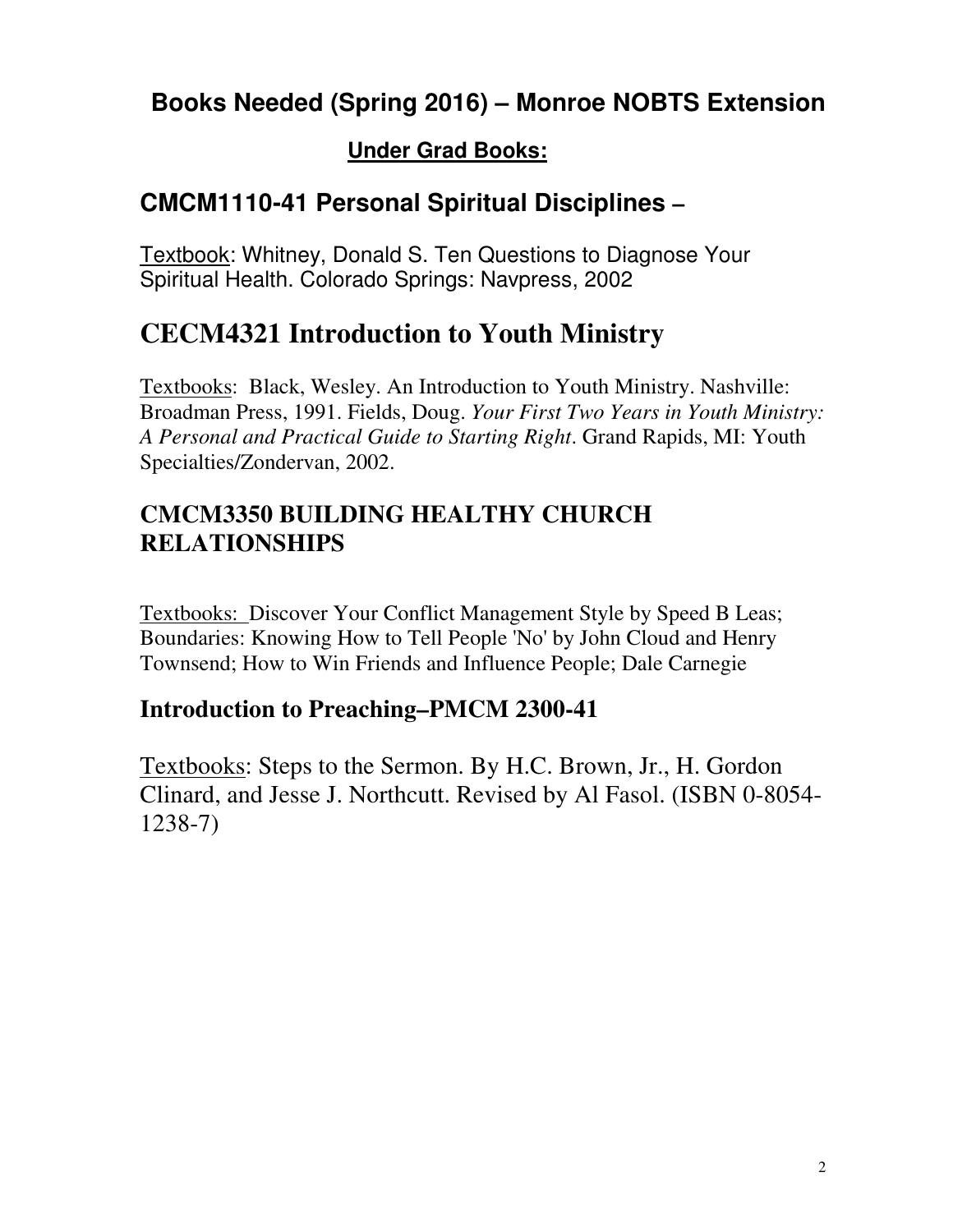# Books Needed (Spring 2016) – Monroe NOBTS Extension

## Under Grad Books:

## CMCM1110-41 Personal Spiritual Disciplines –

Textbook: Whitney, Donald S. Ten Questions to Diagnose Your Spiritual Health. Colorado Springs: Navpress, 2002

## CECM4321 Introduction to Youth Ministry

Textbooks: Black, Wesley. An Introduction to Youth Ministry. Nashville: Broadman Press, 1991. Fields, Doug. *Your First Two Years in Youth Ministry: A Personal and Practical Guide to Starting Right*. Grand Rapids, MI: Youth Specialties/Zondervan, 2002.

## CMCM3350 BUILDING HEALTHY CHURCH RELATIONSHIPS

Textbooks: Discover Your Conflict Management Style by Speed B Leas; Boundaries: Knowing How to Tell People 'No' by John Cloud and Henry Townsend; How to Win Friends and Influence People; Dale Carnegie

## Introduction to Preaching–PMCM 2300-41

Textbooks: Steps to the Sermon. By H.C. Brown, Jr., H. Gordon Clinard, and Jesse J. Northcutt. Revised by Al Fasol. (ISBN 0-8054-1238-7)